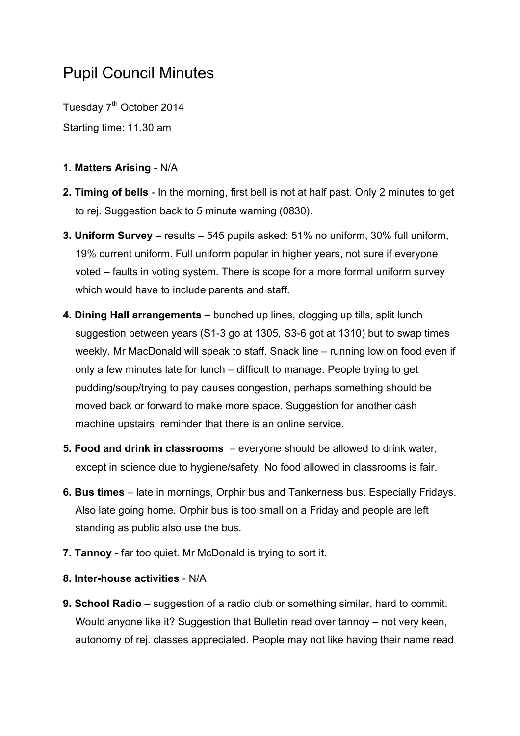# Pupil Council Minutes

Tuesday 7th October 2014

Starting time: 11.30 am

1. **Matters Arising** - N/A
2. **Timing of bells** - In the morning, first bell is not at half past. Only 2 minutes to get to rej. Suggestion back to 5 minute warning (0830).
3. **Uniform Survey** – results – 545 pupils asked: 51% no uniform, 30% full uniform, 19% current uniform. Full uniform popular in higher years, not sure if everyone voted – faults in voting system. There is scope for a more formal uniform survey which would have to include parents and staff.
4. **Dining Hall arrangements** – bunched up lines, clogging up tills, split lunch suggestion between years (S1-3 go at 1305, S3-6 got at 1310) but to swap times weekly. Mr MacDonald will speak to staff. Snack line – running low on food even if only a few minutes late for lunch – difficult to manage. People trying to get pudding/soup/trying to pay causes congestion, perhaps something should be moved back or forward to make more space. Suggestion for another cash machine upstairs; reminder that there is an online service.
5. **Food and drink in classrooms** – everyone should be allowed to drink water, except in science due to hygiene/safety. No food allowed in classrooms is fair.
6. **Bus times** – late in mornings, Orphir bus and Tankerness bus. Especially Fridays. Also late going home. Orphir bus is too small on a Friday and people are left standing as public also use the bus.
7. **Tannoy** - far too quiet. Mr McDonald is trying to sort it.
8. **Inter-house activities** - N/A
9. **School Radio** – suggestion of a radio club or something similar, hard to commit. Would anyone like it? Suggestion that Bulletin read over tannoy – not very keen, autonomy of rej. classes appreciated. People may not like having their name read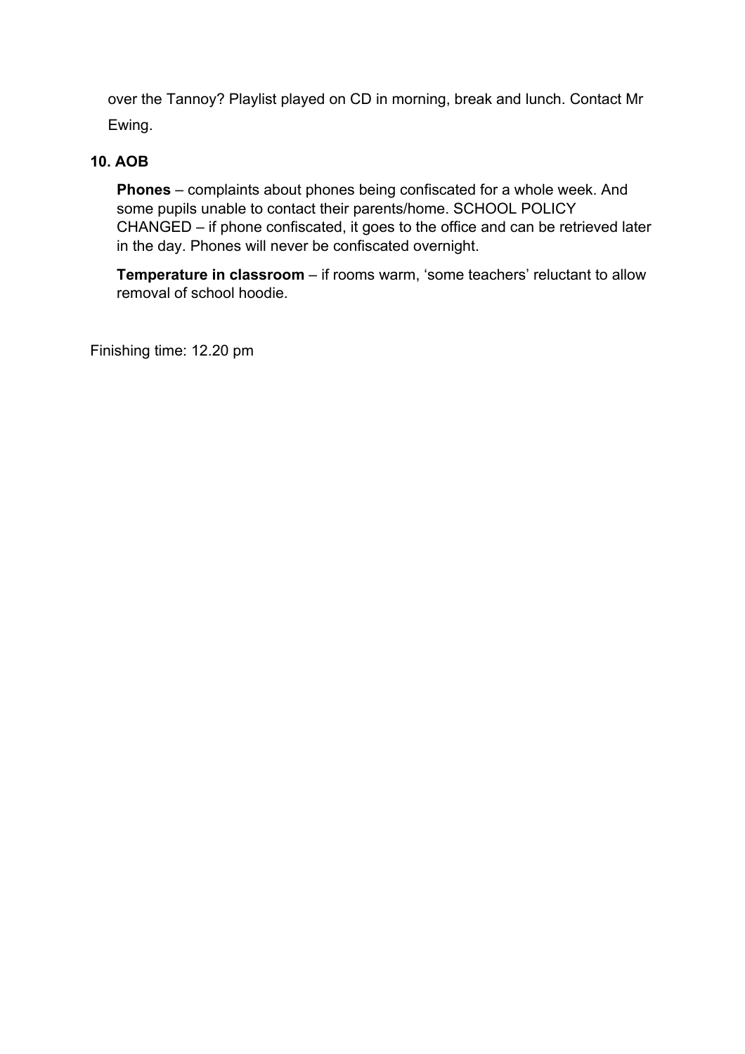over the Tannoy? Playlist played on CD in morning, break and lunch. Contact Mr Ewing.

**10. AOB**

**Phones** – complaints about phones being confiscated for a whole week. And some pupils unable to contact their parents/home. SCHOOL POLICY CHANGED – if phone confiscated, it goes to the office and can be retrieved later in the day. Phones will never be confiscated overnight.

**Temperature in classroom** – if rooms warm, 'some teachers' reluctant to allow removal of school hoodie.

Finishing time: 12.20 pm